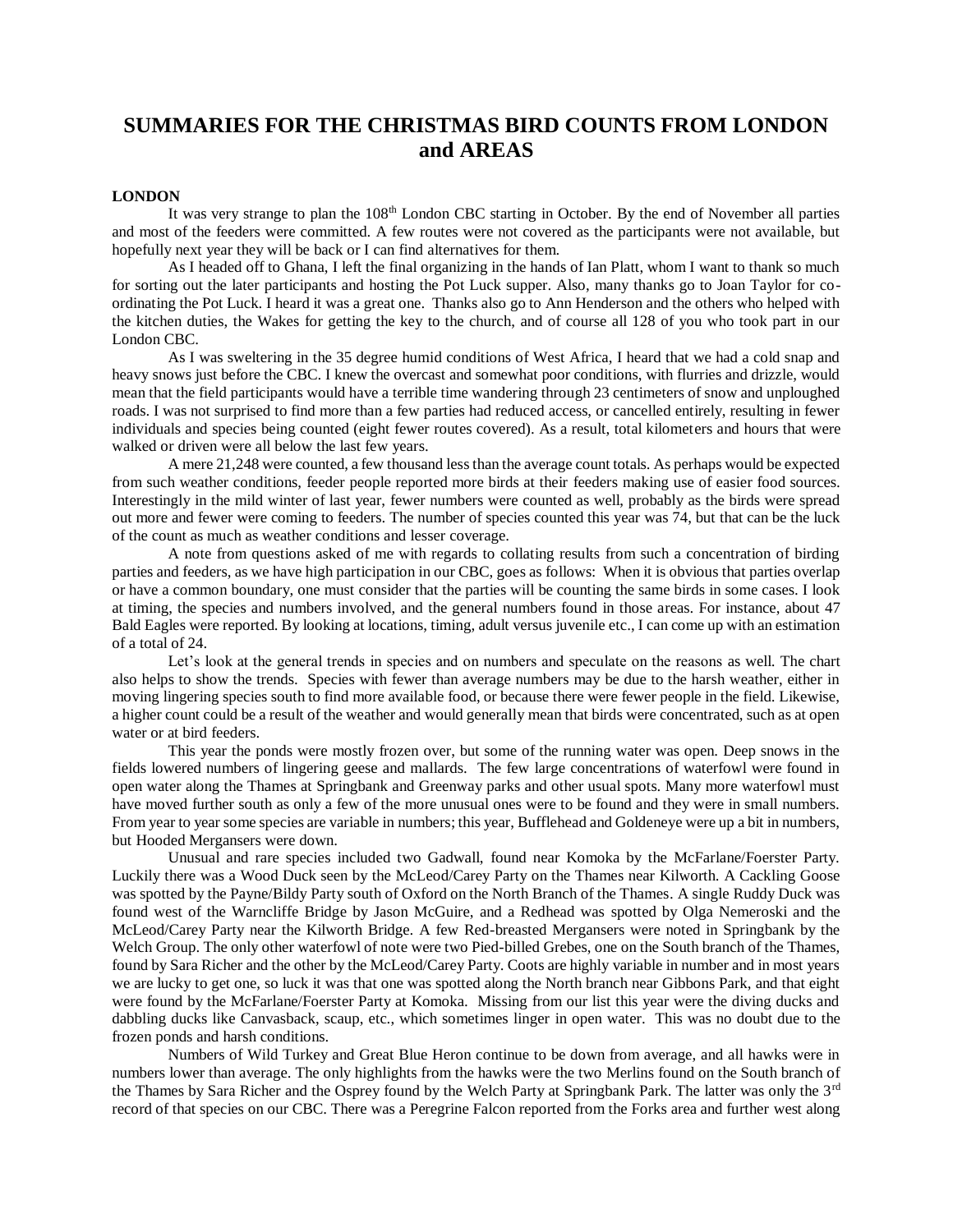# SUMMARIES FOR THE CHRISTMAS BIRD COUNTS FROM LONDON and AREAS

**LONDON**

It was very strange to plan the 108th London CBC starting in October. By the end of November all parties and most of the feeders were committed. A few routes were not covered as the participants were not available, but hopefully next year they will be back or I can find alternatives for them.

As I headed off to Ghana, I left the final organizing in the hands of Ian Platt, whom I want to thank so much for sorting out the later participants and hosting the Pot Luck supper. Also, many thanks go to Joan Taylor for co-ordinating the Pot Luck. I heard it was a great one. Thanks also go to Ann Henderson and the others who helped with the kitchen duties, the Wakes for getting the key to the church, and of course all 128 of you who took part in our London CBC.

As I was sweltering in the 35 degree humid conditions of West Africa, I heard that we had a cold snap and heavy snows just before the CBC. I knew the overcast and somewhat poor conditions, with flurries and drizzle, would mean that the field participants would have a terrible time wandering through 23 centimeters of snow and unploughed roads. I was not surprised to find more than a few parties had reduced access, or cancelled entirely, resulting in fewer individuals and species being counted (eight fewer routes covered). As a result, total kilometers and hours that were walked or driven were all below the last few years.

A mere 21,248 were counted, a few thousand less than the average count totals. As perhaps would be expected from such weather conditions, feeder people reported more birds at their feeders making use of easier food sources. Interestingly in the mild winter of last year, fewer numbers were counted as well, probably as the birds were spread out more and fewer were coming to feeders. The number of species counted this year was 74, but that can be the luck of the count as much as weather conditions and lesser coverage.

A note from questions asked of me with regards to collating results from such a concentration of birding parties and feeders, as we have high participation in our CBC, goes as follows: When it is obvious that parties overlap or have a common boundary, one must consider that the parties will be counting the same birds in some cases. I look at timing, the species and numbers involved, and the general numbers found in those areas. For instance, about 47 Bald Eagles were reported. By looking at locations, timing, adult versus juvenile etc., I can come up with an estimation of a total of 24.

Let's look at the general trends in species and on numbers and speculate on the reasons as well. The chart also helps to show the trends. Species with fewer than average numbers may be due to the harsh weather, either in moving lingering species south to find more available food, or because there were fewer people in the field. Likewise, a higher count could be a result of the weather and would generally mean that birds were concentrated, such as at open water or at bird feeders.

This year the ponds were mostly frozen over, but some of the running water was open. Deep snows in the fields lowered numbers of lingering geese and mallards. The few large concentrations of waterfowl were found in open water along the Thames at Springbank and Greenway parks and other usual spots. Many more waterfowl must have moved further south as only a few of the more unusual ones were to be found and they were in small numbers. From year to year some species are variable in numbers; this year, Bufflehead and Goldeneye were up a bit in numbers, but Hooded Mergansers were down.

Unusual and rare species included two Gadwall, found near Komoka by the McFarlane/Foerster Party. Luckily there was a Wood Duck seen by the McLeod/Carey Party on the Thames near Kilworth. A Cackling Goose was spotted by the Payne/Bildy Party south of Oxford on the North Branch of the Thames. A single Ruddy Duck was found west of the Warncliffe Bridge by Jason McGuire, and a Redhead was spotted by Olga Nemeroski and the McLeod/Carey Party near the Kilworth Bridge. A few Red-breasted Mergansers were noted in Springbank by the Welch Group. The only other waterfowl of note were two Pied-billed Grebes, one on the South branch of the Thames, found by Sara Richer and the other by the McLeod/Carey Party. Coots are highly variable in number and in most years we are lucky to get one, so luck it was that one was spotted along the North branch near Gibbons Park, and that eight were found by the McFarlane/Foerster Party at Komoka. Missing from our list this year were the diving ducks and dabbling ducks like Canvasback, scaup, etc., which sometimes linger in open water. This was no doubt due to the frozen ponds and harsh conditions.

Numbers of Wild Turkey and Great Blue Heron continue to be down from average, and all hawks were in numbers lower than average. The only highlights from the hawks were the two Merlins found on the South branch of the Thames by Sara Richer and the Osprey found by the Welch Party at Springbank Park. The latter was only the 3rd record of that species on our CBC. There was a Peregrine Falcon reported from the Forks area and further west along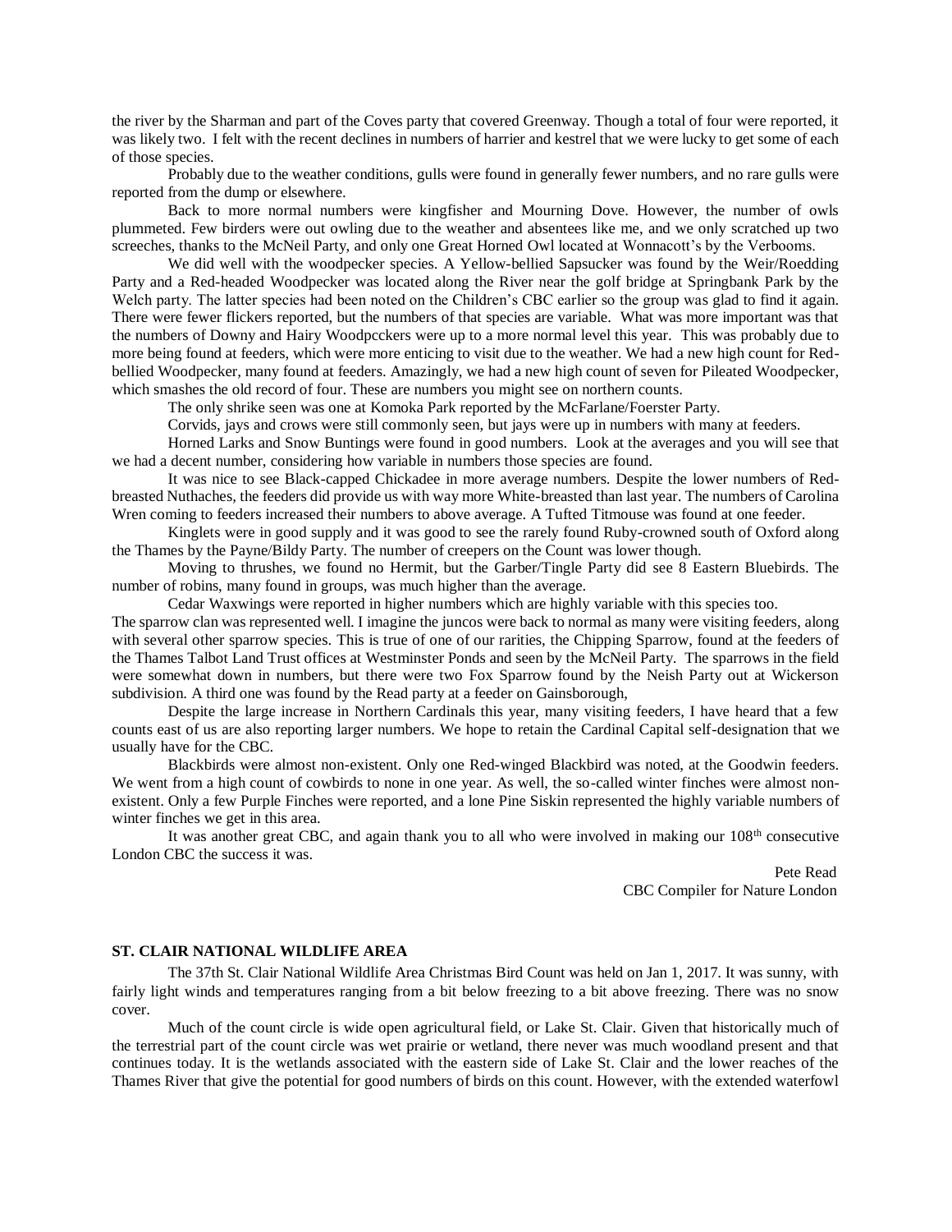the river by the Sharman and part of the Coves party that covered Greenway. Though a total of four were reported, it was likely two. I felt with the recent declines in numbers of harrier and kestrel that we were lucky to get some of each of those species.

Probably due to the weather conditions, gulls were found in generally fewer numbers, and no rare gulls were reported from the dump or elsewhere.

Back to more normal numbers were kingfisher and Mourning Dove. However, the number of owls plummeted. Few birders were out owling due to the weather and absentees like me, and we only scratched up two screeches, thanks to the McNeil Party, and only one Great Horned Owl located at Wonnacott's by the Verbooms.

We did well with the woodpecker species. A Yellow-bellied Sapsucker was found by the Weir/Roedding Party and a Red-headed Woodpecker was located along the River near the golf bridge at Springbank Park by the Welch party. The latter species had been noted on the Children's CBC earlier so the group was glad to find it again. There were fewer flickers reported, but the numbers of that species are variable. What was more important was that the numbers of Downy and Hairy Woodpcckers were up to a more normal level this year. This was probably due to more being found at feeders, which were more enticing to visit due to the weather. We had a new high count for Red-bellied Woodpecker, many found at feeders. Amazingly, we had a new high count of seven for Pileated Woodpecker, which smashes the old record of four. These are numbers you might see on northern counts.

The only shrike seen was one at Komoka Park reported by the McFarlane/Foerster Party.

Corvids, jays and crows were still commonly seen, but jays were up in numbers with many at feeders.

Horned Larks and Snow Buntings were found in good numbers. Look at the averages and you will see that we had a decent number, considering how variable in numbers those species are found.

It was nice to see Black-capped Chickadee in more average numbers. Despite the lower numbers of Red-breasted Nuthaches, the feeders did provide us with way more White-breasted than last year. The numbers of Carolina Wren coming to feeders increased their numbers to above average. A Tufted Titmouse was found at one feeder.

Kinglets were in good supply and it was good to see the rarely found Ruby-crowned south of Oxford along the Thames by the Payne/Bildy Party. The number of creepers on the Count was lower though.

Moving to thrushes, we found no Hermit, but the Garber/Tingle Party did see 8 Eastern Bluebirds. The number of robins, many found in groups, was much higher than the average.

Cedar Waxwings were reported in higher numbers which are highly variable with this species too.

The sparrow clan was represented well. I imagine the juncos were back to normal as many were visiting feeders, along with several other sparrow species. This is true of one of our rarities, the Chipping Sparrow, found at the feeders of the Thames Talbot Land Trust offices at Westminster Ponds and seen by the McNeil Party. The sparrows in the field were somewhat down in numbers, but there were two Fox Sparrow found by the Neish Party out at Wickerson subdivision. A third one was found by the Read party at a feeder on Gainsborough,

Despite the large increase in Northern Cardinals this year, many visiting feeders, I have heard that a few counts east of us are also reporting larger numbers. We hope to retain the Cardinal Capital self-designation that we usually have for the CBC.

Blackbirds were almost non-existent. Only one Red-winged Blackbird was noted, at the Goodwin feeders. We went from a high count of cowbirds to none in one year. As well, the so-called winter finches were almost non-existent. Only a few Purple Finches were reported, and a lone Pine Siskin represented the highly variable numbers of winter finches we get in this area.

It was another great CBC, and again thank you to all who were involved in making our 108th consecutive London CBC the success it was.

Pete Read
CBC Compiler for Nature London

### ST. CLAIR NATIONAL WILDLIFE AREA

The 37th St. Clair National Wildlife Area Christmas Bird Count was held on Jan 1, 2017. It was sunny, with fairly light winds and temperatures ranging from a bit below freezing to a bit above freezing. There was no snow cover.

Much of the count circle is wide open agricultural field, or Lake St. Clair. Given that historically much of the terrestrial part of the count circle was wet prairie or wetland, there never was much woodland present and that continues today. It is the wetlands associated with the eastern side of Lake St. Clair and the lower reaches of the Thames River that give the potential for good numbers of birds on this count. However, with the extended waterfowl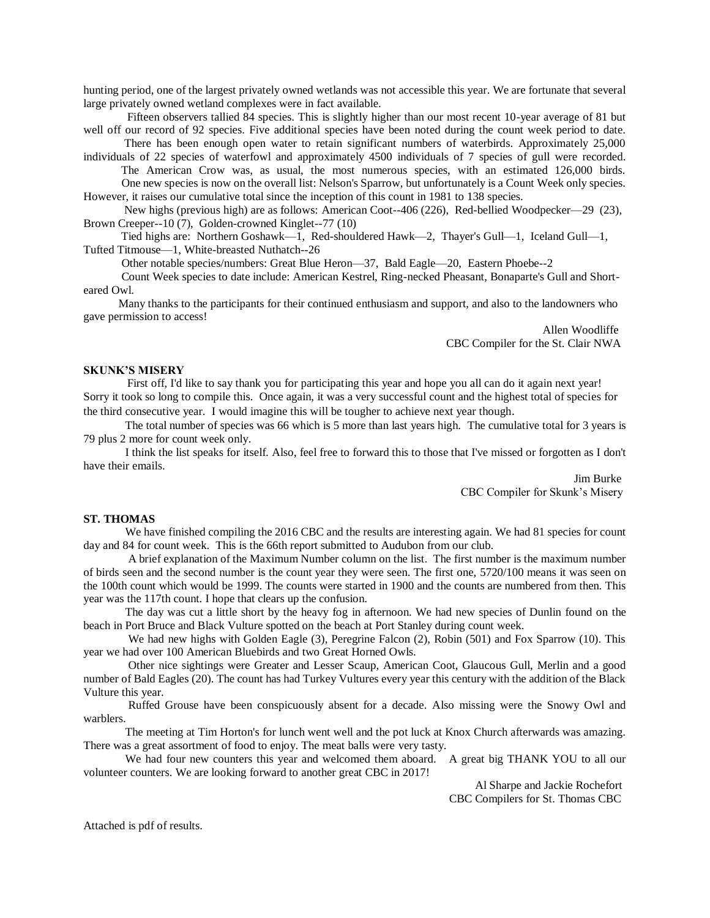hunting period, one of the largest privately owned wetlands was not accessible this year. We are fortunate that several large privately owned wetland complexes were in fact available.

Fifteen observers tallied 84 species. This is slightly higher than our most recent 10-year average of 81 but well off our record of 92 species. Five additional species have been noted during the count week period to date.

There has been enough open water to retain significant numbers of waterbirds. Approximately 25,000 individuals of 22 species of waterfowl and approximately 4500 individuals of 7 species of gull were recorded.

The American Crow was, as usual, the most numerous species, with an estimated 126,000 birds.

One new species is now on the overall list: Nelson's Sparrow, but unfortunately is a Count Week only species. However, it raises our cumulative total since the inception of this count in 1981 to 138 species.

New highs (previous high) are as follows: American Coot--406 (226), Red-bellied Woodpecker—29 (23), Brown Creeper--10 (7), Golden-crowned Kinglet--77 (10)

Tied highs are: Northern Goshawk—1, Red-shouldered Hawk—2, Thayer's Gull—1, Iceland Gull—1, Tufted Titmouse—1, White-breasted Nuthatch--26

Other notable species/numbers: Great Blue Heron—37, Bald Eagle—20, Eastern Phoebe--2

Count Week species to date include: American Kestrel, Ring-necked Pheasant, Bonaparte's Gull and Short-eared Owl.

Many thanks to the participants for their continued enthusiasm and support, and also to the landowners who gave permission to access!

Allen Woodliffe
CBC Compiler for the St. Clair NWA

**SKUNK'S MISERY**

First off, I'd like to say thank you for participating this year and hope you all can do it again next year! Sorry it took so long to compile this. Once again, it was a very successful count and the highest total of species for the third consecutive year. I would imagine this will be tougher to achieve next year though.

The total number of species was 66 which is 5 more than last years high. The cumulative total for 3 years is 79 plus 2 more for count week only.

I think the list speaks for itself. Also, feel free to forward this to those that I've missed or forgotten as I don't have their emails.

Jim Burke
CBC Compiler for Skunk's Misery

**ST. THOMAS**

We have finished compiling the 2016 CBC and the results are interesting again. We had 81 species for count day and 84 for count week. This is the 66th report submitted to Audubon from our club.

A brief explanation of the Maximum Number column on the list. The first number is the maximum number of birds seen and the second number is the count year they were seen. The first one, 5720/100 means it was seen on the 100th count which would be 1999. The counts were started in 1900 and the counts are numbered from then. This year was the 117th count. I hope that clears up the confusion.

The day was cut a little short by the heavy fog in afternoon. We had new species of Dunlin found on the beach in Port Bruce and Black Vulture spotted on the beach at Port Stanley during count week.

We had new highs with Golden Eagle (3), Peregrine Falcon (2), Robin (501) and Fox Sparrow (10). This year we had over 100 American Bluebirds and two Great Horned Owls.

Other nice sightings were Greater and Lesser Scaup, American Coot, Glaucous Gull, Merlin and a good number of Bald Eagles (20). The count has had Turkey Vultures every year this century with the addition of the Black Vulture this year.

Ruffed Grouse have been conspicuously absent for a decade. Also missing were the Snowy Owl and warblers.

The meeting at Tim Horton's for lunch went well and the pot luck at Knox Church afterwards was amazing. There was a great assortment of food to enjoy. The meat balls were very tasty.

We had four new counters this year and welcomed them aboard. A great big THANK YOU to all our volunteer counters. We are looking forward to another great CBC in 2017!

Al Sharpe and Jackie Rochefort
CBC Compilers for St. Thomas CBC

Attached is pdf of results.